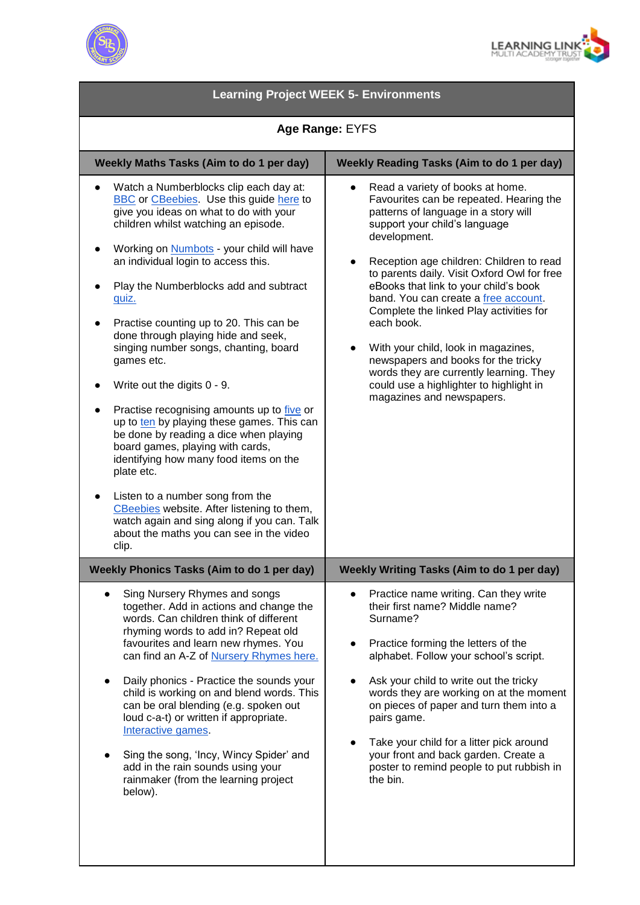# Learning Project WEEK 5- Environments

**Age Range:** EYFS

| Weekly Maths Tasks (Aim to do 1 per day) | Weekly Reading Tasks (Aim to do 1 per day) |
| --- | --- |
| • Watch a Numberblocks clip each day at: BBC or CBeebies. Use this guide here to give you ideas on what to do with your children whilst watching an episode.<br><br>• Working on Numbots - your child will have an individual login to access this.<br><br>• Play the Numberblocks add and subtract quiz.<br><br>• Practise counting up to 20. This can be done through playing hide and seek, singing number songs, chanting, board games etc.<br><br>• Write out the digits 0 - 9.<br><br>• Practise recognising amounts up to five or up to ten by playing these games. This can be done by reading a dice when playing board games, playing with cards, identifying how many food items on the plate etc.<br><br>• Listen to a number song from the CBeebies website. After listening to them, watch again and sing along if you can. Talk about the maths you can see in the video clip. | • Read a variety of books at home. Favourites can be repeated. Hearing the patterns of language in a story will support your child's language development.<br><br>• Reception age children: Children to read to parents daily. Visit Oxford Owl for free eBooks that link to your child's book band. You can create a free account. Complete the linked Play activities for each book.<br><br>• With your child, look in magazines, newspapers and books for the tricky words they are currently learning. They could use a highlighter to highlight in magazines and newspapers. |
| **Weekly Phonics Tasks (Aim to do 1 per day)** | **Weekly Writing Tasks (Aim to do 1 per day)** |
| • Sing Nursery Rhymes and songs together. Add in actions and change the words. Can children think of different rhyming words to add in? Repeat old favourites and learn new rhymes. You can find an A-Z of Nursery Rhymes here.<br><br>• Daily phonics - Practice the sounds your child is working on and blend words. This can be oral blending (e.g. spoken out loud c-a-t) or written if appropriate. Interactive games.<br><br>• Sing the song, 'Incy, Wincy Spider' and add in the rain sounds using your rainmaker (from the learning project below). | • Practice name writing. Can they write their first name? Middle name? Surname?<br><br>• Practice forming the letters of the alphabet. Follow your school's script.<br><br>• Ask your child to write out the tricky words they are working on at the moment on pieces of paper and turn them into a pairs game.<br><br>• Take your child for a litter pick around your front and back garden. Create a poster to remind people to put rubbish in the bin. |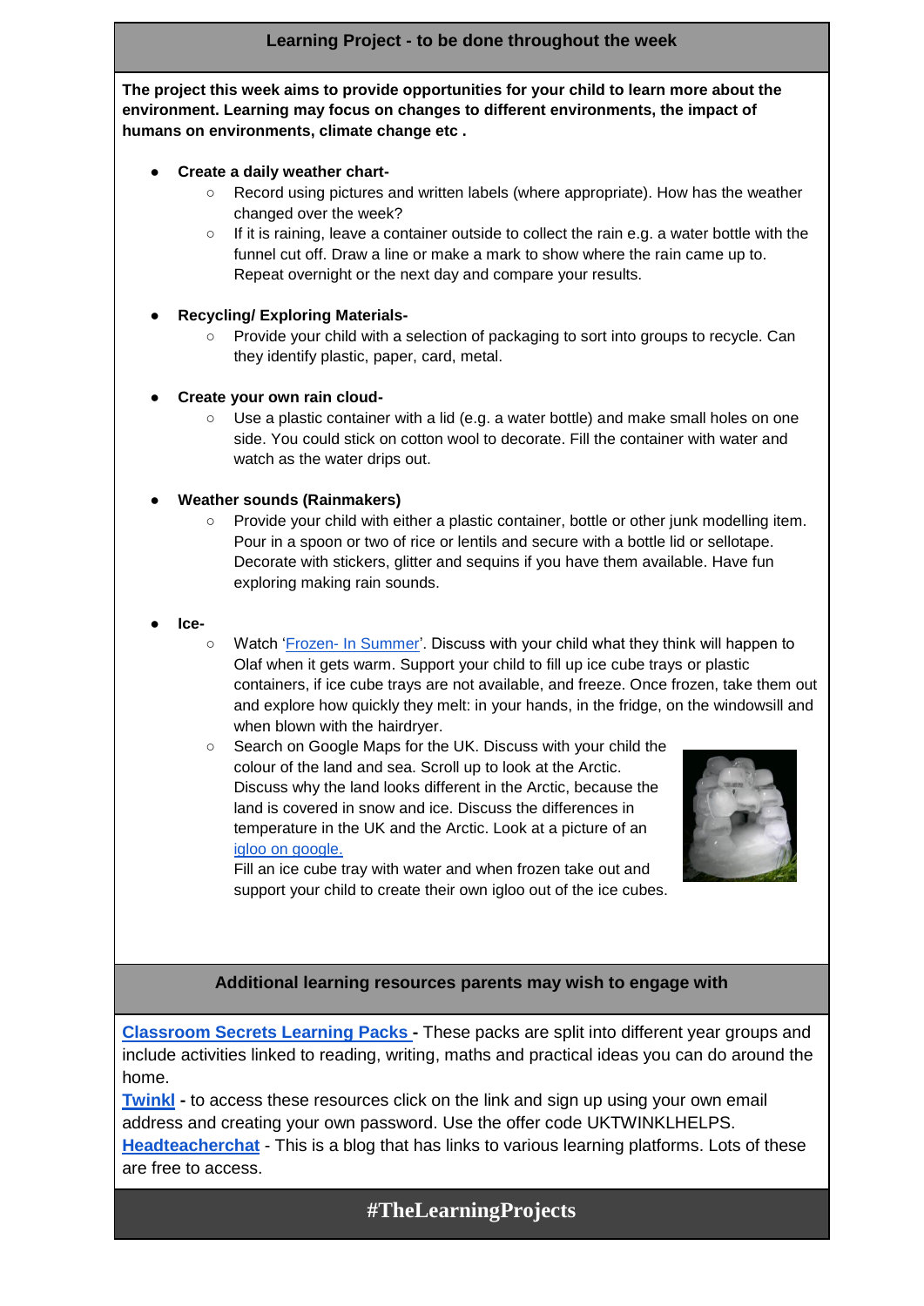## Learning Project - to be done throughout the week

**The project this week aims to provide opportunities for your child to learn more about the environment. Learning may focus on changes to different environments, the impact of humans on environments, climate change etc .**

- **Create a daily weather chart-**
  - Record using pictures and written labels (where appropriate). How has the weather changed over the week?
  - If it is raining, leave a container outside to collect the rain e.g. a water bottle with the funnel cut off. Draw a line or make a mark to show where the rain came up to. Repeat overnight or the next day and compare your results.
- **Recycling/ Exploring Materials-**
  - Provide your child with a selection of packaging to sort into groups to recycle. Can they identify plastic, paper, card, metal.
- **Create your own rain cloud-**
  - Use a plastic container with a lid (e.g. a water bottle) and make small holes on one side. You could stick on cotton wool to decorate. Fill the container with water and watch as the water drips out.
- **Weather sounds (Rainmakers)**
  - Provide your child with either a plastic container, bottle or other junk modelling item. Pour in a spoon or two of rice or lentils and secure with a bottle lid or sellotape. Decorate with stickers, glitter and sequins if you have them available. Have fun exploring making rain sounds.
- **Ice-**
  - Watch 'Frozen- In Summer'. Discuss with your child what they think will happen to Olaf when it gets warm. Support your child to fill up ice cube trays or plastic containers, if ice cube trays are not available, and freeze. Once frozen, take them out and explore how quickly they melt: in your hands, in the fridge, on the windowsill and when blown with the hairdryer.
  - Search on Google Maps for the UK. Discuss with your child the colour of the land and sea. Scroll up to look at the Arctic. Discuss why the land looks different in the Arctic, because the land is covered in snow and ice. Discuss the differences in temperature in the UK and the Arctic. Look at a picture of an igloo on google.
    Fill an ice cube tray with water and when frozen take out and support your child to create their own igloo out of the ice cubes.

## Additional learning resources parents may wish to engage with

**Classroom Secrets Learning Packs -** These packs are split into different year groups and include activities linked to reading, writing, maths and practical ideas you can do around the home.
**Twinkl -** to access these resources click on the link and sign up using your own email address and creating your own password. Use the offer code UKTWINKLHELPS.
**Headteacherchat** - This is a blog that has links to various learning platforms. Lots of these are free to access.

**#TheLearningProjects**